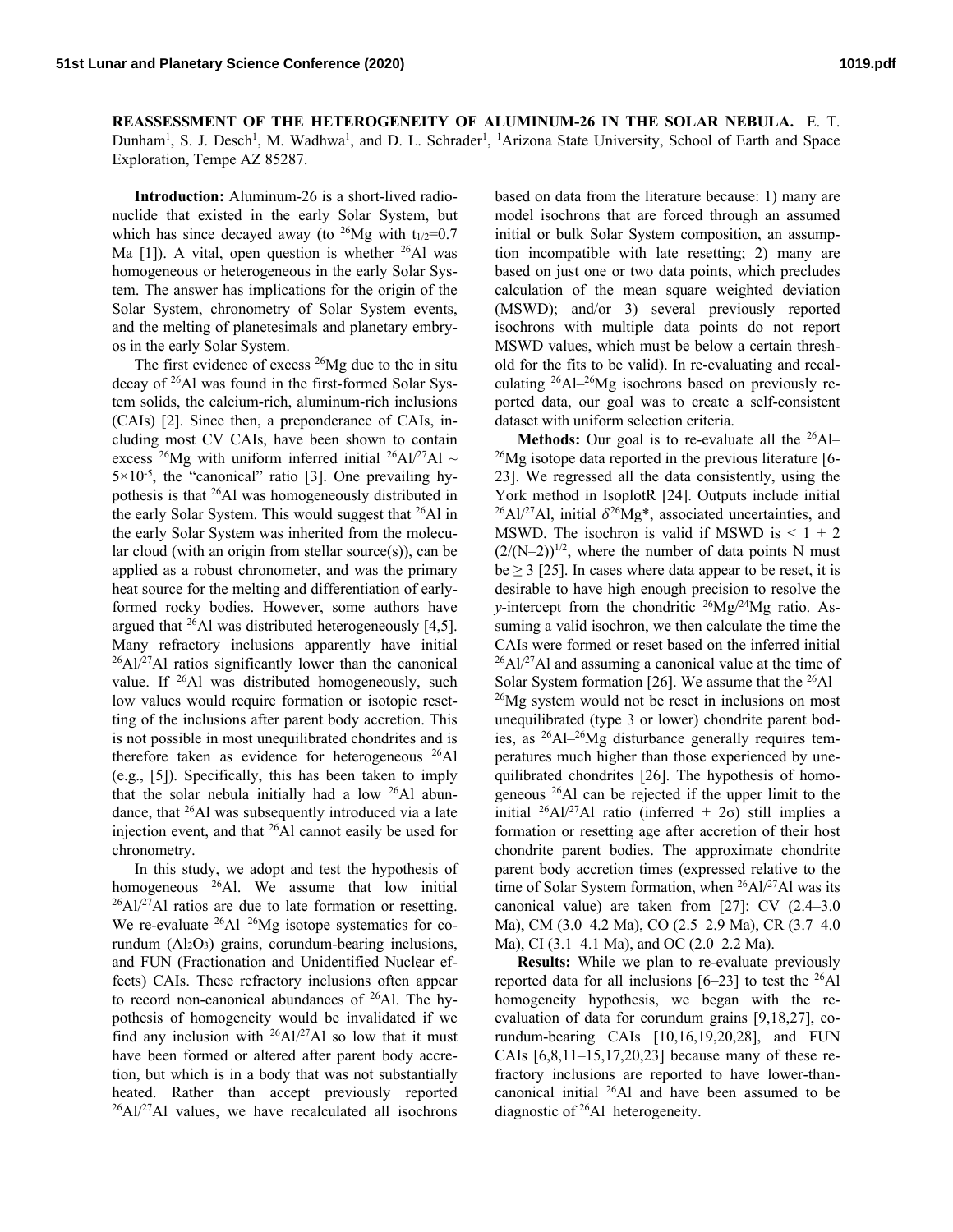**REASSESSMENT OF THE HETEROGENEITY OF ALUMINUM-26 IN THE SOLAR NEBULA.** E. T. Dunham[1], S. J. Desch[1], M. Wadhwa[1], and D. L. Schrader[1], [1]Arizona State University, School of Earth and Space Exploration, Tempe AZ 85287.

**Introduction:** Aluminum-26 is a short-lived radionuclide that existed in the early Solar System, but which has since decayed away (to $^{26}$Mg with $t_{1/2}$=0.7 Ma [1]). A vital, open question is whether $^{26}$Al was homogeneous or heterogeneous in the early Solar System. The answer has implications for the origin of the Solar System, chronometry of Solar System events, and the melting of planetesimals and planetary embryos in the early Solar System.

The first evidence of excess $^{26}$Mg due to the in situ decay of $^{26}$Al was found in the first-formed Solar System solids, the calcium-rich, aluminum-rich inclusions (CAIs) [2]. Since then, a preponderance of CAIs, including most CV CAIs, have been shown to contain excess $^{26}$Mg with uniform inferred initial $^{26}$Al/$^{27}$Al ~ $5\times10^{-5}$, the "canonical" ratio [3]. One prevailing hypothesis is that $^{26}$Al was homogeneously distributed in the early Solar System. This would suggest that $^{26}$Al in the early Solar System was inherited from the molecular cloud (with an origin from stellar source(s)), can be applied as a robust chronometer, and was the primary heat source for the melting and differentiation of early-formed rocky bodies. However, some authors have argued that $^{26}$Al was distributed heterogeneously [4,5]. Many refractory inclusions apparently have initial $^{26}$Al/$^{27}$Al ratios significantly lower than the canonical value. If $^{26}$Al was distributed homogeneously, such low values would require formation or isotopic resetting of the inclusions after parent body accretion. This is not possible in most unequilibrated chondrites and is therefore taken as evidence for heterogeneous $^{26}$Al (e.g., [5]). Specifically, this has been taken to imply that the solar nebula initially had a low $^{26}$Al abundance, that $^{26}$Al was subsequently introduced via a late injection event, and that $^{26}$Al cannot easily be used for chronometry.

In this study, we adopt and test the hypothesis of homogeneous $^{26}$Al. We assume that low initial $^{26}$Al/$^{27}$Al ratios are due to late formation or resetting. We re-evaluate $^{26}$Al–$^{26}$Mg isotope systematics for corundum ($Al_2O_3$) grains, corundum-bearing inclusions, and FUN (Fractionation and Unidentified Nuclear effects) CAIs. These refractory inclusions often appear to record non-canonical abundances of $^{26}$Al. The hypothesis of homogeneity would be invalidated if we find any inclusion with $^{26}$Al/$^{27}$Al so low that it must have been formed or altered after parent body accretion, but which is in a body that was not substantially heated. Rather than accept previously reported $^{26}$Al/$^{27}$Al values, we have recalculated all isochrons based on data from the literature because: 1) many are model isochrons that are forced through an assumed initial or bulk Solar System composition, an assumption incompatible with late resetting; 2) many are based on just one or two data points, which precludes calculation of the mean square weighted deviation (MSWD); and/or 3) several previously reported isochrons with multiple data points do not report MSWD values, which must be below a certain threshold for the fits to be valid). In re-evaluating and recalculating $^{26}$Al–$^{26}$Mg isochrons based on previously reported data, our goal was to create a self-consistent dataset with uniform selection criteria.

**Methods:** Our goal is to re-evaluate all the $^{26}$Al–$^{26}$Mg isotope data reported in the previous literature [6-23]. We regressed all the data consistently, using the York method in IsoplotR [24]. Outputs include initial $^{26}$Al/$^{27}$Al, initial $\delta^{26}$Mg*, associated uncertainties, and MSWD. The isochron is valid if MSWD is $< 1 + 2\,(2/(N-2))^{1/2}$, where the number of data points N must be $\geq 3$ [25]. In cases where data appear to be reset, it is desirable to have high enough precision to resolve the *y*-intercept from the chondritic $^{26}$Mg/$^{24}$Mg ratio. Assuming a valid isochron, we then calculate the time the CAIs were formed or reset based on the inferred initial $^{26}$Al/$^{27}$Al and assuming a canonical value at the time of Solar System formation [26]. We assume that the $^{26}$Al–$^{26}$Mg system would not be reset in inclusions on most unequilibrated (type 3 or lower) chondrite parent bodies, as $^{26}$Al–$^{26}$Mg disturbance generally requires temperatures much higher than those experienced by unequilibrated chondrites [26]. The hypothesis of homogeneous $^{26}$Al can be rejected if the upper limit to the initial $^{26}$Al/$^{27}$Al ratio (inferred + 2σ) still implies a formation or resetting age after accretion of their host chondrite parent bodies. The approximate chondrite parent body accretion times (expressed relative to the time of Solar System formation, when $^{26}$Al/$^{27}$Al was its canonical value) are taken from [27]: CV (2.4–3.0 Ma), CM (3.0–4.2 Ma), CO (2.5–2.9 Ma), CR (3.7–4.0 Ma), CI (3.1–4.1 Ma), and OC (2.0–2.2 Ma).

**Results:** While we plan to re-evaluate previously reported data for all inclusions [6–23] to test the $^{26}$Al homogeneity hypothesis, we began with the re-evaluation of data for corundum grains [9,18,27], corundum-bearing CAIs [10,16,19,20,28], and FUN CAIs [6,8,11–15,17,20,23] because many of these refractory inclusions are reported to have lower-than-canonical initial $^{26}$Al and have been assumed to be diagnostic of $^{26}$Al heterogeneity.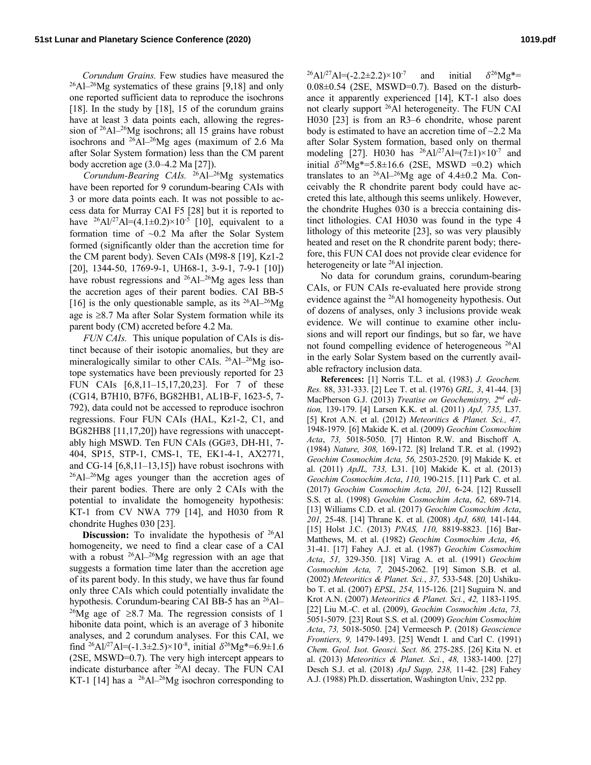*Corundum Grains.* Few studies have measured the $^{26}$Al–$^{26}$Mg systematics of these grains [9,18] and only one reported sufficient data to reproduce the isochrons [18]. In the study by [18], 15 of the corundum grains have at least 3 data points each, allowing the regression of $^{26}$Al–$^{26}$Mg isochrons; all 15 grains have robust isochrons and $^{26}$Al–$^{26}$Mg ages (maximum of 2.6 Ma after Solar System formation) less than the CM parent body accretion age (3.0–4.2 Ma [27]).

*Corundum-Bearing CAIs.* $^{26}$Al–$^{26}$Mg systematics have been reported for 9 corundum-bearing CAIs with 3 or more data points each. It was not possible to access data for Murray CAI F5 [28] but it is reported to have $^{26}\text{Al}/^{27}\text{Al}=(4.1\pm0.2)\times10^{-5}$ [10], equivalent to a formation time of ~0.2 Ma after the Solar System formed (significantly older than the accretion time for the CM parent body). Seven CAIs (M98-8 [19], Kz1-2 [20], 1344-50, 1769-9-1, UH68-1, 3-9-1, 7-9-1 [10]) have robust regressions and $^{26}$Al–$^{26}$Mg ages less than the accretion ages of their parent bodies. CAI BB-5 [16] is the only questionable sample, as its $^{26}$Al–$^{26}$Mg age is ≥8.7 Ma after Solar System formation while its parent body (CM) accreted before 4.2 Ma.

*FUN CAIs.* This unique population of CAIs is distinct because of their isotopic anomalies, but they are mineralogically similar to other CAIs. $^{26}$Al–$^{26}$Mg isotope systematics have been previously reported for 23 FUN CAIs [6,8,11–15,17,20,23]. For 7 of these (CG14, B7H10, B7F6, BG82HB1, AL1B-F, 1623-5, 7-792), data could not be accessed to reproduce isochron regressions. Four FUN CAIs (HAL, Kz1-2, C1, and BG82HB8 [11,17,20]) have regressions with unacceptably high MSWD. Ten FUN CAIs (GG#3, DH-H1, 7-404, SP15, STP-1, CMS-1, TE, EK1-4-1, AX2771, and CG-14 [6,8,11–13,15]) have robust isochrons with $^{26}$Al–$^{26}$Mg ages younger than the accretion ages of their parent bodies. There are only 2 CAIs with the potential to invalidate the homogeneity hypothesis: KT-1 from CV NWA 779 [14], and H030 from R chondrite Hughes 030 [23].

**Discussion:** To invalidate the hypothesis of $^{26}$Al homogeneity, we need to find a clear case of a CAI with a robust $^{26}$Al–$^{26}$Mg regression with an age that suggests a formation time later than the accretion age of its parent body. In this study, we have thus far found only three CAIs which could potentially invalidate the hypothesis. Corundum-bearing CAI BB-5 has an $^{26}$Al–$^{26}$Mg age of ≥8.7 Ma. The regression consists of 1 hibonite data point, which is an average of 3 hibonite analyses, and 2 corundum analyses. For this CAI, we find $^{26}\text{Al}/^{27}\text{Al}=(-1.3\pm2.5)\times10^{-8}$, initial $\delta^{26}\text{Mg}^*=6.9\pm1.6$ (2SE, MSWD=0.7). The very high intercept appears to indicate disturbance after $^{26}$Al decay. The FUN CAI KT-1 [14] has a $^{26}$Al–$^{26}$Mg isochron corresponding to $^{26}\text{Al}/^{27}\text{Al}=(-2.2\pm2.2)\times10^{-7}$ and initial $\delta^{26}\text{Mg}^*=0.08\pm0.54$ (2SE, MSWD=0.7). Based on the disturbance it apparently experienced [14], KT-1 also does not clearly support $^{26}$Al heterogeneity. The FUN CAI H030 [23] is from an R3–6 chondrite, whose parent body is estimated to have an accretion time of ~2.2 Ma after Solar System formation, based only on thermal modeling [27]. H030 has $^{26}\text{Al}/^{27}\text{Al}=(7\pm1)\times10^{-7}$ and initial $\delta^{26}\text{Mg}^*=5.8\pm16.6$ (2SE, MSWD =0.2) which translates to an $^{26}$Al–$^{26}$Mg age of 4.4±0.2 Ma. Conceivably the R chondrite parent body could have accreted this late, although this seems unlikely. However, the chondrite Hughes 030 is a breccia containing distinct lithologies. CAI H030 was found in the type 4 lithology of this meteorite [23], so was very plausibly heated and reset on the R chondrite parent body; therefore, this FUN CAI does not provide clear evidence for heterogeneity or late $^{26}$Al injection.

No data for corundum grains, corundum-bearing CAIs, or FUN CAIs re-evaluated here provide strong evidence against the $^{26}$Al homogeneity hypothesis. Out of dozens of analyses, only 3 inclusions provide weak evidence. We will continue to examine other inclusions and will report our findings, but so far, we have not found compelling evidence of heterogeneous $^{26}$Al in the early Solar System based on the currently available refractory inclusion data.

**References:** [1] Norris T.L. et al. (1983) *J. Geochem. Res.* 88, 331-333. [2] Lee T. et al. (1976) *GRL, 3*, 41-44. [3] MacPherson G.J. (2013) *Treatise on Geochemistry, 2nd edition,* 139-179. [4] Larsen K.K. et al. (2011) *ApJ, 735,* L37. [5] Krot A.N. et al. (2012) *Meteoritics & Planet. Sci., 47,* 1948-1979*.* [6] Makide K. et al. (2009) *Geochim Cosmochim Acta*, *73,* 5018-5050. [7] Hinton R.W. and Bischoff A. (1984) *Nature, 308,* 169-172. [8] Ireland T.R. et al. (1992) *Geochim Cosmochim Acta, 56,* 2503-2520. [9] Makide K. et al. (2011) *ApJL, 733,* L31. [10] Makide K. et al. (2013) *Geochim Cosmochim Acta*, *110,* 190-215. [11] Park C. et al. (2017) *Geochim Cosmochim Acta, 201,* 6-24. [12] Russell S.S. et al. (1998) *Geochim Cosmochim Acta*, *62,* 689-714. [13] Williams C.D. et al. (2017) *Geochim Cosmochim Acta*, *201,* 25-48. [14] Thrane K. et al. (2008) *ApJ, 680,* 141-144. [15] Holst J.C. (2013) *PNAS, 110,* 8819-8823. [16] Bar-Matthews, M. et al. (1982) *Geochim Cosmochim Acta*, *46,* 31-41. [17] Fahey A.J. et al. (1987) *Geochim Cosmochim Acta*, *51,* 329-350. [18] Virag A. et al. (1991) *Geochim Cosmochim Acta, 7,* 2045-2062. [19] Simon S.B. et al. (2002) *Meteoritics & Planet. Sci.*, *37,* 533-548. [20] Ushikubo T. et al. (2007) *EPSL, 254,* 115-126. [21] Suguira N. and Krot A.N. (2007) *Meteoritics & Planet. Sci.*, *42,* 1183-1195. [22] Liu M.-C. et al. (2009), *Geochim Cosmochim Acta*, *73,* 5051-5079. [23] Rout S.S. et al. (2009) *Geochim Cosmochim Acta*, *73,* 5018-5050. [24] Vermeesch P. (2018) *Geoscience Frontiers, 9,* 1479-1493. [25] Wendt I. and Carl C. (1991) *Chem. Geol. Isot. Geosci. Sect. 86,* 275-285. [26] Kita N. et al. (2013) *Meteoritics & Planet. Sci.*, *48,* 1383-1400. [27] Desch S.J. et al. (2018) *ApJ Supp, 238,* 11-42. [28] Fahey A.J. (1988) Ph.D. dissertation, Washington Univ, 232 pp.